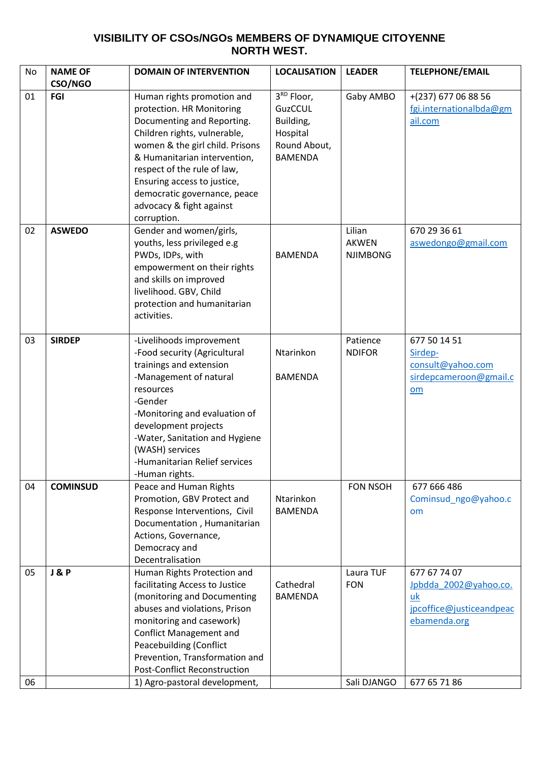# VISIBILITY OF CSOs/NGOs MEMBERS OF DYNAMIQUE CITOYENNE NORTH WEST.

| No | NAME OF CSO/NGO | DOMAIN OF INTERVENTION | LOCALISATION | LEADER | TELEPHONE/EMAIL |
|---|---|---|---|---|---|
| 01 | **FGI** | Human rights promotion and protection. HR Monitoring Documenting and Reporting. Children rights, vulnerable, women & the girl child. Prisons & Humanitarian intervention, respect of the rule of law, Ensuring access to justice, democratic governance, peace advocacy & fight against corruption. | 3RD Floor, GuzCCUL Building, Hospital Round About, BAMENDA | Gaby AMBO | +(237) 677 06 88 56 fgi.internationalbda@gmail.com |
| 02 | **ASWEDO** | Gender and women/girls, youths, less privileged e.g PWDs, IDPs, with empowerment on their rights and skills on improved livelihood. GBV, Child protection and humanitarian activities. | BAMENDA | Lilian AKWEN NJIMBONG | 670 29 36 61 aswedongo@gmail.com |
| 03 | **SIRDEP** | -Livelihoods improvement<br>-Food security (Agricultural trainings and extension<br>-Management of natural resources<br>-Gender<br>-Monitoring and evaluation of development projects<br>-Water, Sanitation and Hygiene (WASH) services<br>-Humanitarian Relief services<br>-Human rights. | Ntarinkon<br><br>BAMENDA | Patience NDIFOR | 677 50 14 51 Sirdep-consult@yahoo.com sirdepcameroon@gmail.com |
| 04 | **COMINSUD** | Peace and Human Rights Promotion, GBV Protect and Response Interventions, Civil Documentation , Humanitarian Actions, Governance, Democracy and Decentralisation | Ntarinkon BAMENDA | FON NSOH | 677 666 486 Cominsud_ngo@yahoo.com |
| 05 | **J & P** | Human Rights Protection and facilitating Access to Justice (monitoring and Documenting abuses and violations, Prison monitoring and casework) Conflict Management and Peacebuilding (Conflict Prevention, Transformation and Post-Conflict Reconstruction | Cathedral BAMENDA | Laura TUF FON | 677 67 74 07 Jpbdda_2002@yahoo.co.uk jpcoffice@justiceandpeacebamenda.org |
| 06 | | 1) Agro-pastoral development, | | Sali DJANGO | 677 65 71 86 |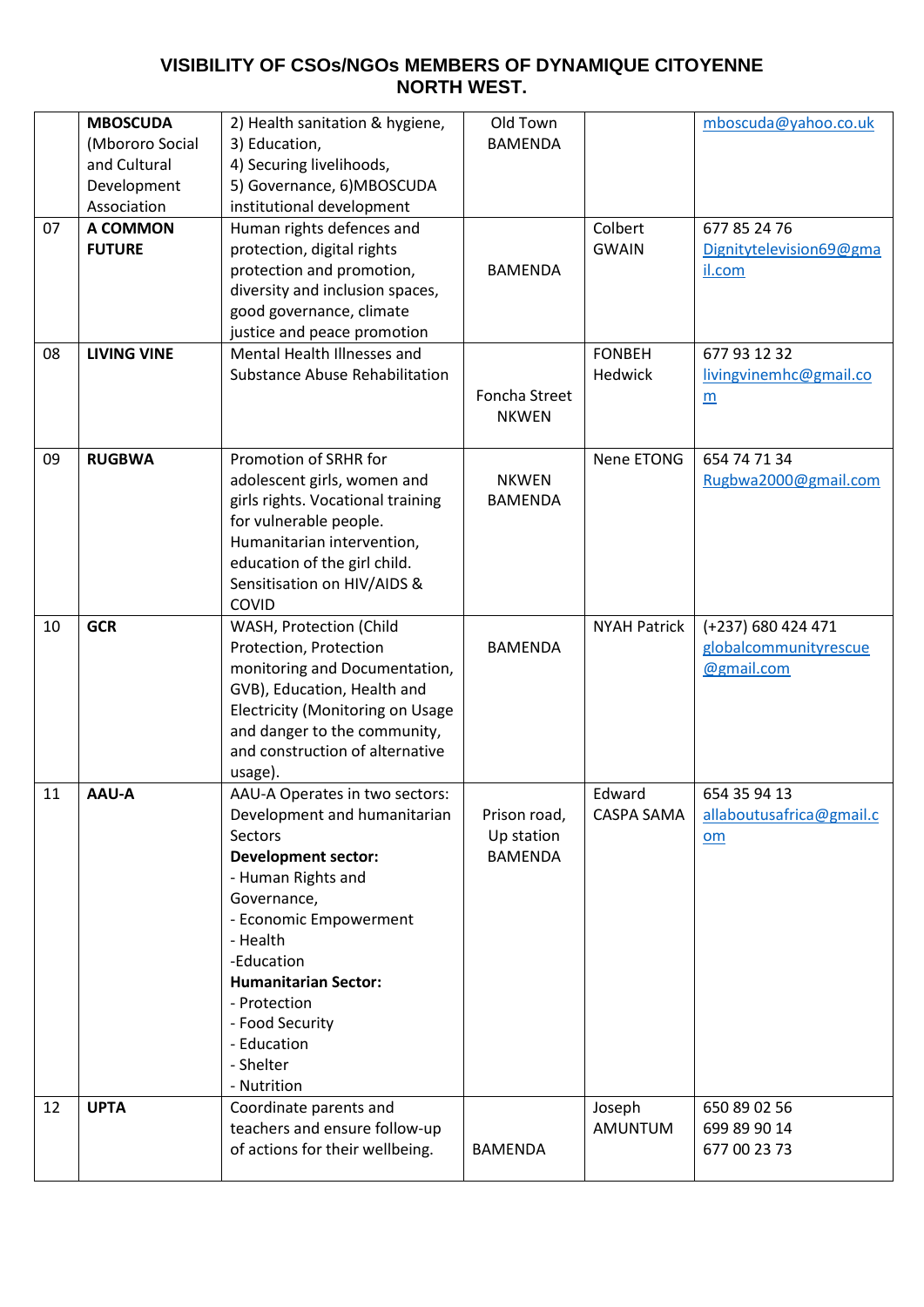# VISIBILITY OF CSOs/NGOs MEMBERS OF DYNAMIQUE CITOYENNE NORTH WEST.

| | | | | | |
|---|---|---|---|---|---|
| | **MBOSCUDA** (Mbororo Social and Cultural Development Association | 2) Health sanitation & hygiene, 3) Education, 4) Securing livelihoods, 5) Governance, 6)MBOSCUDA institutional development | Old Town BAMENDA | | mboscuda@yahoo.co.uk |
| 07 | **A COMMON FUTURE** | Human rights defences and protection, digital rights protection and promotion, diversity and inclusion spaces, good governance, climate justice and peace promotion | BAMENDA | Colbert GWAIN | 677 85 24 76 Dignitytelevision69@gmail.com |
| 08 | **LIVING VINE** | Mental Health Illnesses and Substance Abuse Rehabilitation | Foncha Street NKWEN | FONBEH Hedwick | 677 93 12 32 livingvinemhc@gmail.com |
| 09 | **RUGBWA** | Promotion of SRHR for adolescent girls, women and girls rights. Vocational training for vulnerable people. Humanitarian intervention, education of the girl child. Sensitisation on HIV/AIDS & COVID | NKWEN BAMENDA | Nene ETONG | 654 74 71 34 Rugbwa2000@gmail.com |
| 10 | **GCR** | WASH, Protection (Child Protection, Protection monitoring and Documentation, GVB), Education, Health and Electricity (Monitoring on Usage and danger to the community, and construction of alternative usage). | BAMENDA | NYAH Patrick | (+237) 680 424 471 globalcommunityrescue@gmail.com |
| 11 | **AAU-A** | AAU-A Operates in two sectors: Development and humanitarian Sectors<br>**Development sector:**<br>- Human Rights and Governance,<br>- Economic Empowerment<br>- Health<br>-Education<br>**Humanitarian Sector:**<br>- Protection<br>- Food Security<br>- Education<br>- Shelter<br>- Nutrition | Prison road, Up station BAMENDA | Edward CASPA SAMA | 654 35 94 13 allaboutusafrica@gmail.com |
| 12 | **UPTA** | Coordinate parents and teachers and ensure follow-up of actions for their wellbeing. | BAMENDA | Joseph AMUNTUM | 650 89 02 56<br>699 89 90 14<br>677 00 23 73 |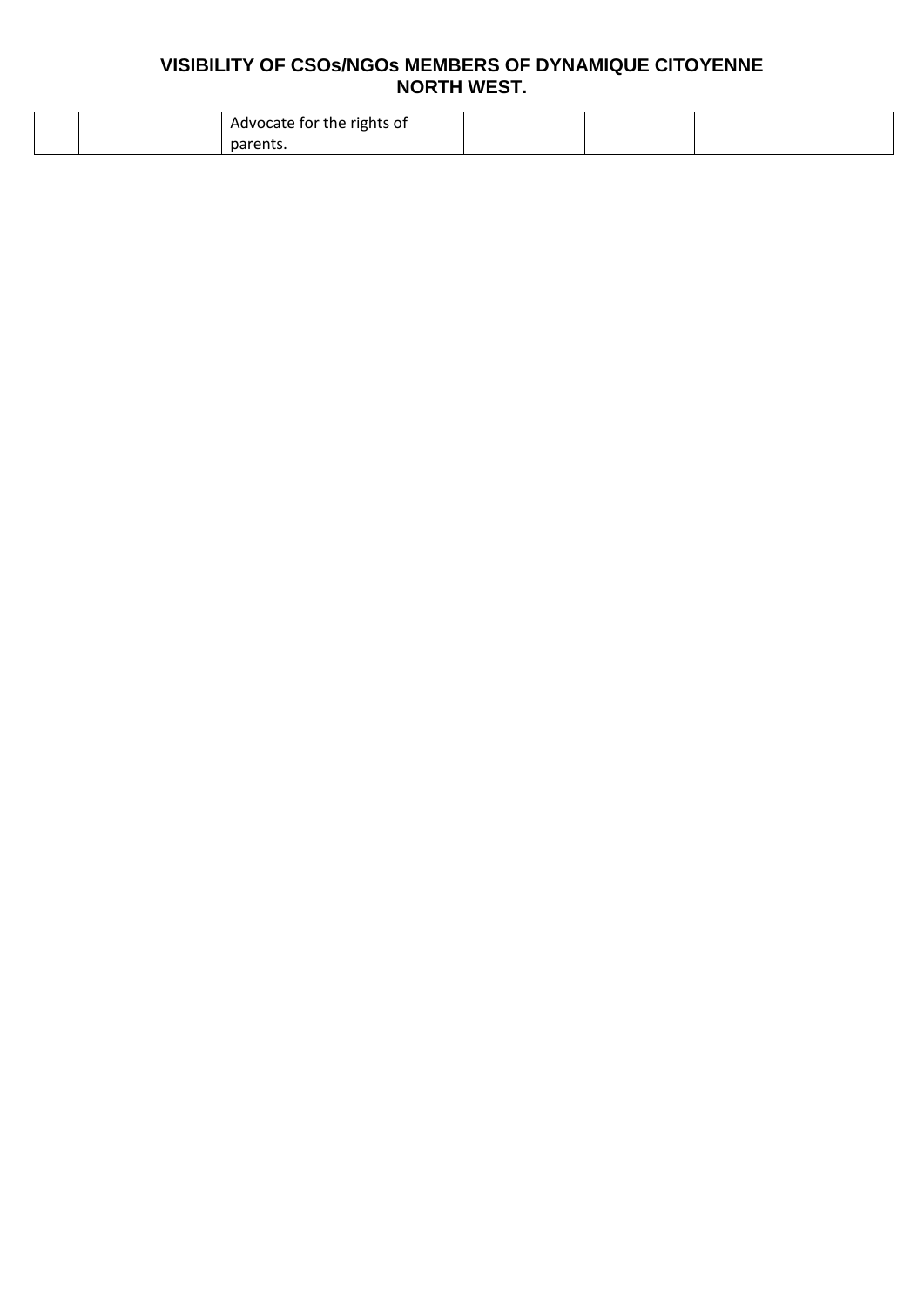# VISIBILITY OF CSOs/NGOs MEMBERS OF DYNAMIQUE CITOYENNE NORTH WEST.

| | | | | | |
|---|---|---|---|---|---|
| | | Advocate for the rights of parents. | | | |